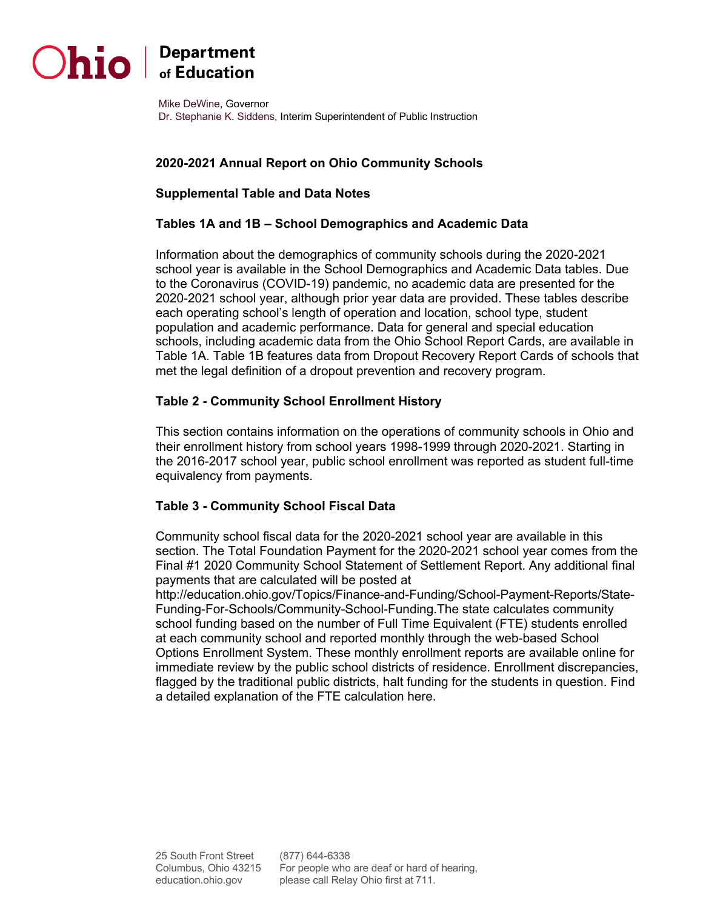Ohio | Department of Education

Mike DeWine, Governor
Dr. Stephanie K. Siddens, Interim Superintendent of Public Instruction

# 2020-2021 Annual Report on Ohio Community Schools

## Supplemental Table and Data Notes

### Tables 1A and 1B – School Demographics and Academic Data

Information about the demographics of community schools during the 2020-2021 school year is available in the School Demographics and Academic Data tables. Due to the Coronavirus (COVID-19) pandemic, no academic data are presented for the 2020-2021 school year, although prior year data are provided. These tables describe each operating school's length of operation and location, school type, student population and academic performance. Data for general and special education schools, including academic data from the Ohio School Report Cards, are available in Table 1A. Table 1B features data from Dropout Recovery Report Cards of schools that met the legal definition of a dropout prevention and recovery program.

### Table 2 - Community School Enrollment History

This section contains information on the operations of community schools in Ohio and their enrollment history from school years 1998-1999 through 2020-2021. Starting in the 2016-2017 school year, public school enrollment was reported as student full-time equivalency from payments.

### Table 3 - Community School Fiscal Data

Community school fiscal data for the 2020-2021 school year are available in this section. The Total Foundation Payment for the 2020-2021 school year comes from the Final #1 2020 Community School Statement of Settlement Report. Any additional final payments that are calculated will be posted at http://education.ohio.gov/Topics/Finance-and-Funding/School-Payment-Reports/State-Funding-For-Schools/Community-School-Funding.The state calculates community school funding based on the number of Full Time Equivalent (FTE) students enrolled at each community school and reported monthly through the web-based School Options Enrollment System. These monthly enrollment reports are available online for immediate review by the public school districts of residence. Enrollment discrepancies, flagged by the traditional public districts, halt funding for the students in question. Find a detailed explanation of the FTE calculation here.

25 South Front Street
Columbus, Ohio 43215
education.ohio.gov

(877) 644-6338
For people who are deaf or hard of hearing, please call Relay Ohio first at 711.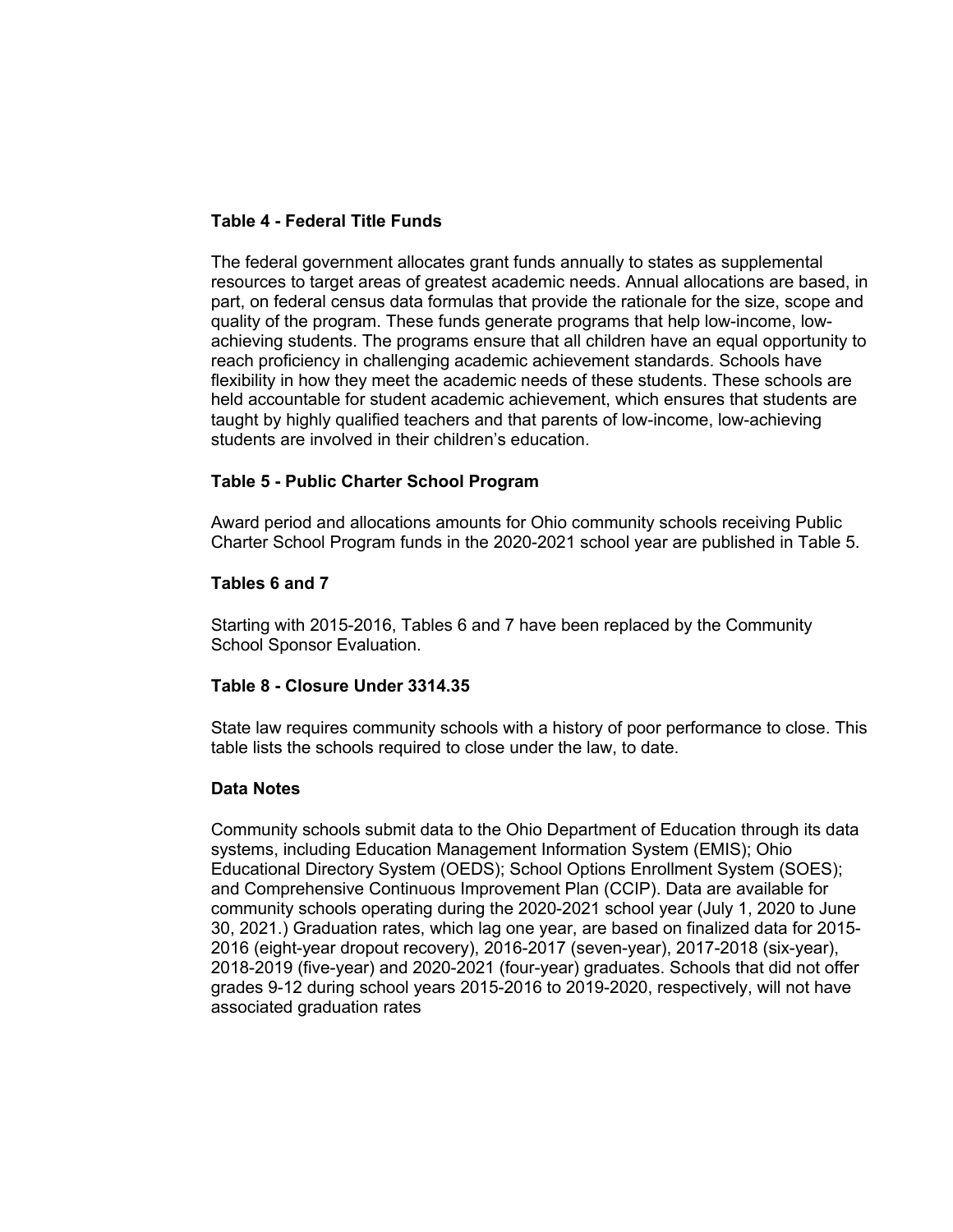### Table 4 - Federal Title Funds

The federal government allocates grant funds annually to states as supplemental resources to target areas of greatest academic needs. Annual allocations are based, in part, on federal census data formulas that provide the rationale for the size, scope and quality of the program. These funds generate programs that help low-income, low-achieving students. The programs ensure that all children have an equal opportunity to reach proficiency in challenging academic achievement standards. Schools have flexibility in how they meet the academic needs of these students. These schools are held accountable for student academic achievement, which ensures that students are taught by highly qualified teachers and that parents of low-income, low-achieving students are involved in their children's education.

### Table 5 - Public Charter School Program

Award period and allocations amounts for Ohio community schools receiving Public Charter School Program funds in the 2020-2021 school year are published in Table 5.

### Tables 6 and 7

Starting with 2015-2016, Tables 6 and 7 have been replaced by the Community School Sponsor Evaluation.

### Table 8 - Closure Under 3314.35

State law requires community schools with a history of poor performance to close. This table lists the schools required to close under the law, to date.

### Data Notes

Community schools submit data to the Ohio Department of Education through its data systems, including Education Management Information System (EMIS); Ohio Educational Directory System (OEDS); School Options Enrollment System (SOES); and Comprehensive Continuous Improvement Plan (CCIP). Data are available for community schools operating during the 2020-2021 school year (July 1, 2020 to June 30, 2021.) Graduation rates, which lag one year, are based on finalized data for 2015-2016 (eight-year dropout recovery), 2016-2017 (seven-year), 2017-2018 (six-year), 2018-2019 (five-year) and 2020-2021 (four-year) graduates. Schools that did not offer grades 9-12 during school years 2015-2016 to 2019-2020, respectively, will not have associated graduation rates